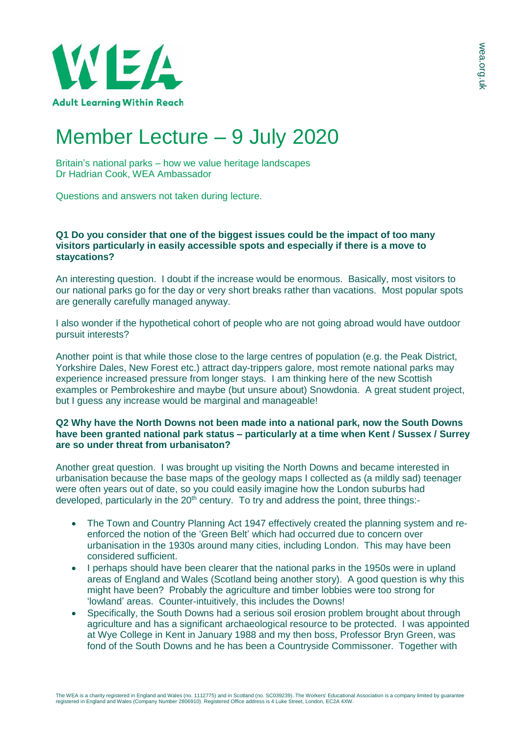# Member Lecture – 9 July 2020

Britain's national parks – how we value heritage landscapes
Dr Hadrian Cook, WEA Ambassador

Questions and answers not taken during lecture.

**Q1 Do you consider that one of the biggest issues could be the impact of too many visitors particularly in easily accessible spots and especially if there is a move to staycations?**

An interesting question. I doubt if the increase would be enormous. Basically, most visitors to our national parks go for the day or very short breaks rather than vacations. Most popular spots are generally carefully managed anyway.

I also wonder if the hypothetical cohort of people who are not going abroad would have outdoor pursuit interests?

Another point is that while those close to the large centres of population (e.g. the Peak District, Yorkshire Dales, New Forest etc.) attract day-trippers galore, most remote national parks may experience increased pressure from longer stays. I am thinking here of the new Scottish examples or Pembrokeshire and maybe (but unsure about) Snowdonia. A great student project, but I guess any increase would be marginal and manageable!

**Q2 Why have the North Downs not been made into a national park, now the South Downs have been granted national park status – particularly at a time when Kent / Sussex / Surrey are so under threat from urbanisaton?**

Another great question. I was brought up visiting the North Downs and became interested in urbanisation because the base maps of the geology maps I collected as (a mildly sad) teenager were often years out of date, so you could easily imagine how the London suburbs had developed, particularly in the 20th century. To try and address the point, three things:-

- The Town and Country Planning Act 1947 effectively created the planning system and re-enforced the notion of the 'Green Belt' which had occurred due to concern over urbanisation in the 1930s around many cities, including London. This may have been considered sufficient.
- I perhaps should have been clearer that the national parks in the 1950s were in upland areas of England and Wales (Scotland being another story). A good question is why this might have been? Probably the agriculture and timber lobbies were too strong for 'lowland' areas. Counter-intuitively, this includes the Downs!
- Specifically, the South Downs had a serious soil erosion problem brought about through agriculture and has a significant archaeological resource to be protected. I was appointed at Wye College in Kent in January 1988 and my then boss, Professor Bryn Green, was fond of the South Downs and he has been a Countryside Commissoner. Together with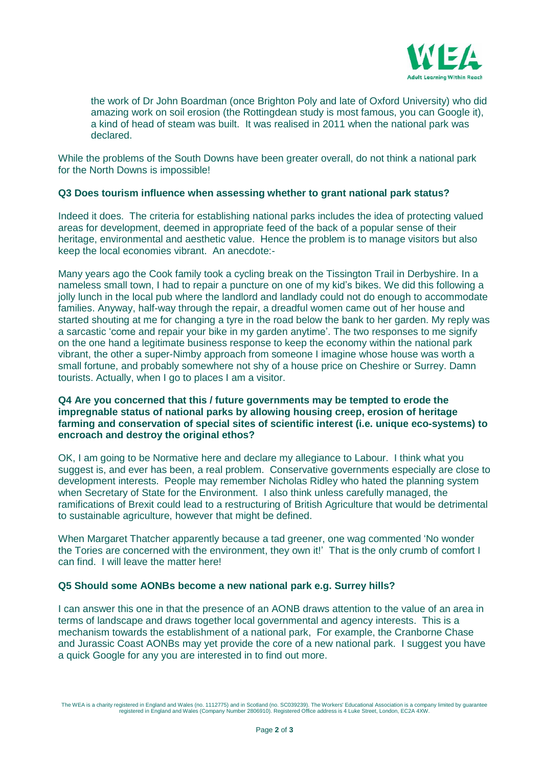the work of Dr John Boardman (once Brighton Poly and late of Oxford University) who did amazing work on soil erosion (the Rottingdean study is most famous, you can Google it), a kind of head of steam was built. It was realised in 2011 when the national park was declared.

While the problems of the South Downs have been greater overall, do not think a national park for the North Downs is impossible!

**Q3 Does tourism influence when assessing whether to grant national park status?**

Indeed it does. The criteria for establishing national parks includes the idea of protecting valued areas for development, deemed in appropriate feed of the back of a popular sense of their heritage, environmental and aesthetic value. Hence the problem is to manage visitors but also keep the local economies vibrant. An anecdote:-

Many years ago the Cook family took a cycling break on the Tissington Trail in Derbyshire. In a nameless small town, I had to repair a puncture on one of my kid's bikes. We did this following a jolly lunch in the local pub where the landlord and landlady could not do enough to accommodate families. Anyway, half-way through the repair, a dreadful women came out of her house and started shouting at me for changing a tyre in the road below the bank to her garden. My reply was a sarcastic 'come and repair your bike in my garden anytime'. The two responses to me signify on the one hand a legitimate business response to keep the economy within the national park vibrant, the other a super-Nimby approach from someone I imagine whose house was worth a small fortune, and probably somewhere not shy of a house price on Cheshire or Surrey. Damn tourists. Actually, when I go to places I am a visitor.

**Q4 Are you concerned that this / future governments may be tempted to erode the impregnable status of national parks by allowing housing creep, erosion of heritage farming and conservation of special sites of scientific interest (i.e. unique eco-systems) to encroach and destroy the original ethos?**

OK, I am going to be Normative here and declare my allegiance to Labour. I think what you suggest is, and ever has been, a real problem. Conservative governments especially are close to development interests. People may remember Nicholas Ridley who hated the planning system when Secretary of State for the Environment. I also think unless carefully managed, the ramifications of Brexit could lead to a restructuring of British Agriculture that would be detrimental to sustainable agriculture, however that might be defined.

When Margaret Thatcher apparently because a tad greener, one wag commented 'No wonder the Tories are concerned with the environment, they own it!' That is the only crumb of comfort I can find. I will leave the matter here!

**Q5 Should some AONBs become a new national park e.g. Surrey hills?**

I can answer this one in that the presence of an AONB draws attention to the value of an area in terms of landscape and draws together local governmental and agency interests. This is a mechanism towards the establishment of a national park, For example, the Cranborne Chase and Jurassic Coast AONBs may yet provide the core of a new national park. I suggest you have a quick Google for any you are interested in to find out more.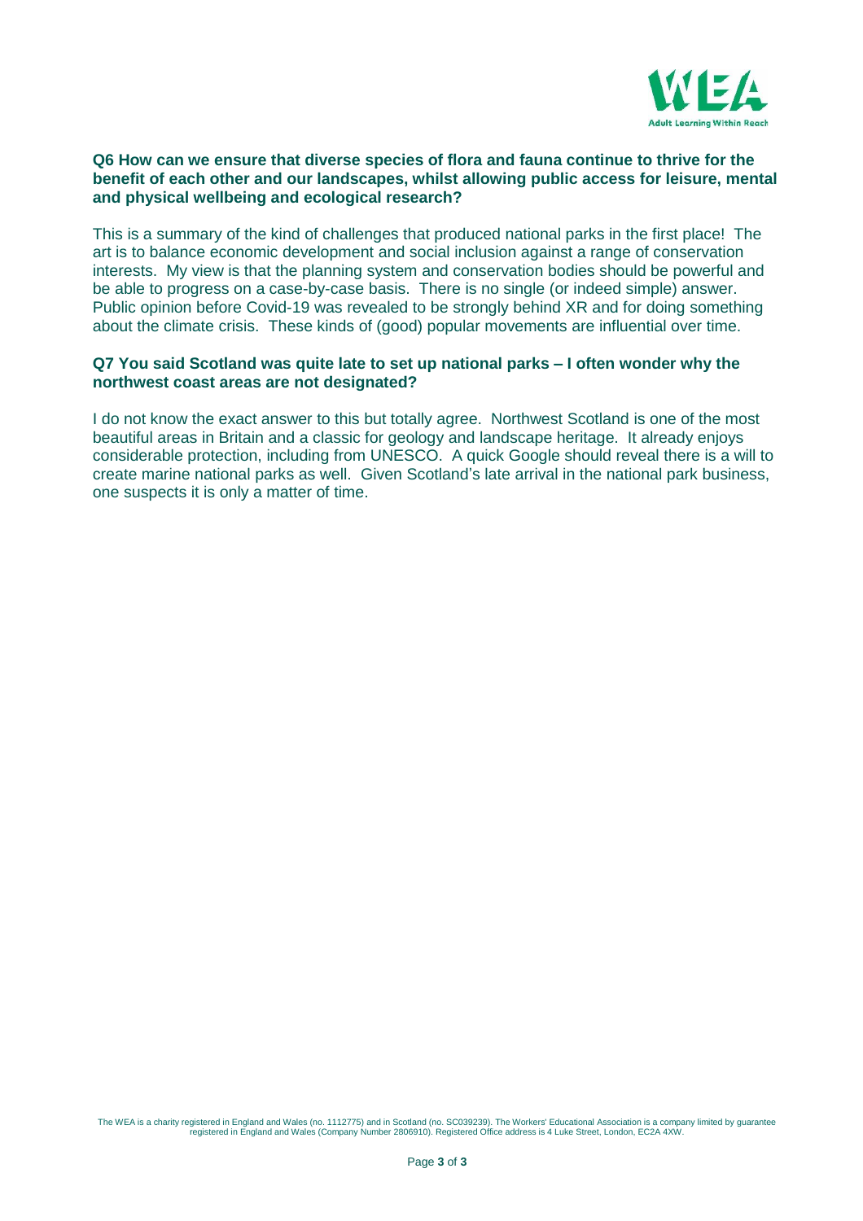**Q6 How can we ensure that diverse species of flora and fauna continue to thrive for the benefit of each other and our landscapes, whilst allowing public access for leisure, mental and physical wellbeing and ecological research?**

This is a summary of the kind of challenges that produced national parks in the first place! The art is to balance economic development and social inclusion against a range of conservation interests. My view is that the planning system and conservation bodies should be powerful and be able to progress on a case-by-case basis. There is no single (or indeed simple) answer. Public opinion before Covid-19 was revealed to be strongly behind XR and for doing something about the climate crisis. These kinds of (good) popular movements are influential over time.

**Q7 You said Scotland was quite late to set up national parks – I often wonder why the northwest coast areas are not designated?**

I do not know the exact answer to this but totally agree. Northwest Scotland is one of the most beautiful areas in Britain and a classic for geology and landscape heritage. It already enjoys considerable protection, including from UNESCO. A quick Google should reveal there is a will to create marine national parks as well. Given Scotland's late arrival in the national park business, one suspects it is only a matter of time.

The WEA is a charity registered in England and Wales (no. 1112775) and in Scotland (no. SC039239). The Workers' Educational Association is a company limited by guarantee registered in England and Wales (Company Number 2806910). Registered Office address is 4 Luke Street, London, EC2A 4XW.